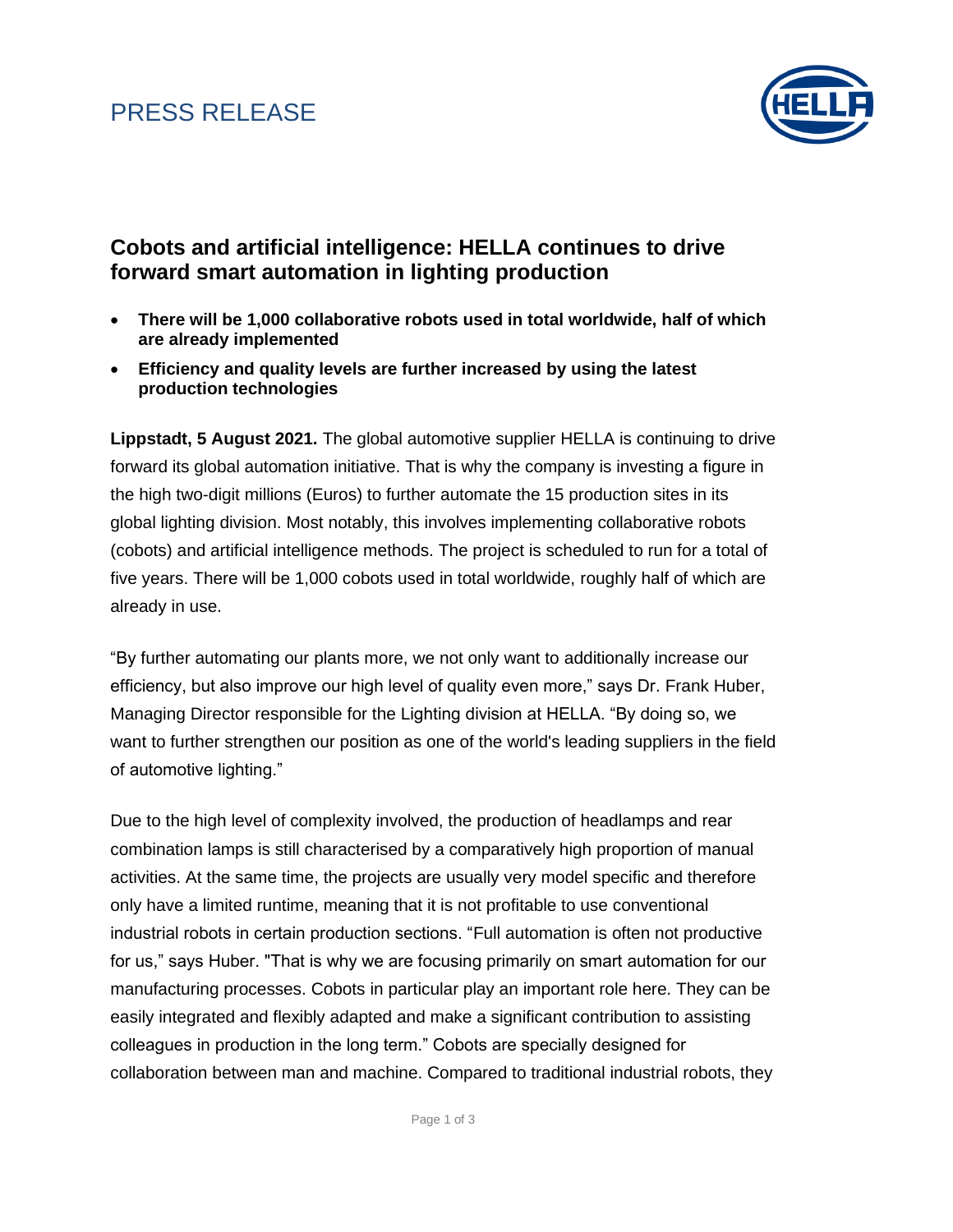PRESS RELEASE

## Cobots and artificial intelligence: HELLA continues to drive forward smart automation in lighting production

- **There will be 1,000 collaborative robots used in total worldwide, half of which are already implemented**
- **Efficiency and quality levels are further increased by using the latest production technologies**

**Lippstadt, 5 August 2021.** The global automotive supplier HELLA is continuing to drive forward its global automation initiative. That is why the company is investing a figure in the high two-digit millions (Euros) to further automate the 15 production sites in its global lighting division. Most notably, this involves implementing collaborative robots (cobots) and artificial intelligence methods. The project is scheduled to run for a total of five years. There will be 1,000 cobots used in total worldwide, roughly half of which are already in use.

"By further automating our plants more, we not only want to additionally increase our efficiency, but also improve our high level of quality even more," says Dr. Frank Huber, Managing Director responsible for the Lighting division at HELLA. "By doing so, we want to further strengthen our position as one of the world's leading suppliers in the field of automotive lighting."

Due to the high level of complexity involved, the production of headlamps and rear combination lamps is still characterised by a comparatively high proportion of manual activities. At the same time, the projects are usually very model specific and therefore only have a limited runtime, meaning that it is not profitable to use conventional industrial robots in certain production sections. "Full automation is often not productive for us," says Huber. "That is why we are focusing primarily on smart automation for our manufacturing processes. Cobots in particular play an important role here. They can be easily integrated and flexibly adapted and make a significant contribution to assisting colleagues in production in the long term." Cobots are specially designed for collaboration between man and machine. Compared to traditional industrial robots, they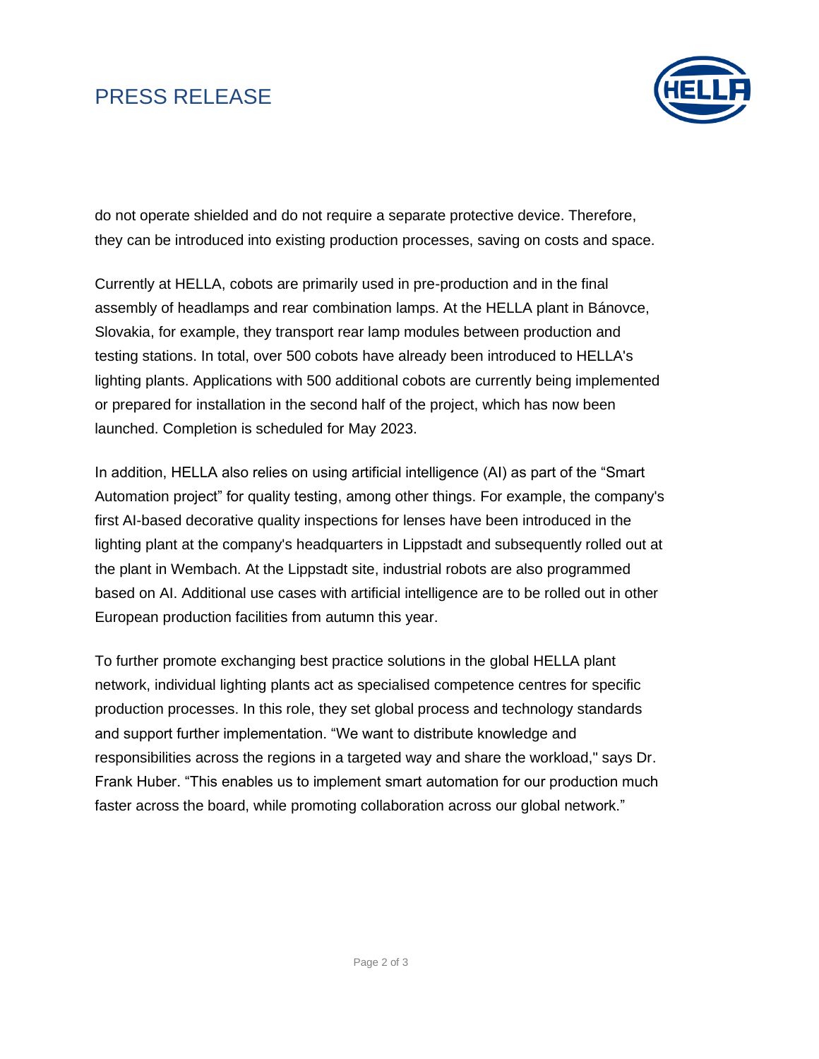do not operate shielded and do not require a separate protective device. Therefore, they can be introduced into existing production processes, saving on costs and space.

Currently at HELLA, cobots are primarily used in pre-production and in the final assembly of headlamps and rear combination lamps. At the HELLA plant in Bánovce, Slovakia, for example, they transport rear lamp modules between production and testing stations. In total, over 500 cobots have already been introduced to HELLA's lighting plants. Applications with 500 additional cobots are currently being implemented or prepared for installation in the second half of the project, which has now been launched. Completion is scheduled for May 2023.

In addition, HELLA also relies on using artificial intelligence (AI) as part of the "Smart Automation project" for quality testing, among other things. For example, the company's first AI-based decorative quality inspections for lenses have been introduced in the lighting plant at the company's headquarters in Lippstadt and subsequently rolled out at the plant in Wembach. At the Lippstadt site, industrial robots are also programmed based on AI. Additional use cases with artificial intelligence are to be rolled out in other European production facilities from autumn this year.

To further promote exchanging best practice solutions in the global HELLA plant network, individual lighting plants act as specialised competence centres for specific production processes. In this role, they set global process and technology standards and support further implementation. "We want to distribute knowledge and responsibilities across the regions in a targeted way and share the workload," says Dr. Frank Huber. "This enables us to implement smart automation for our production much faster across the board, while promoting collaboration across our global network."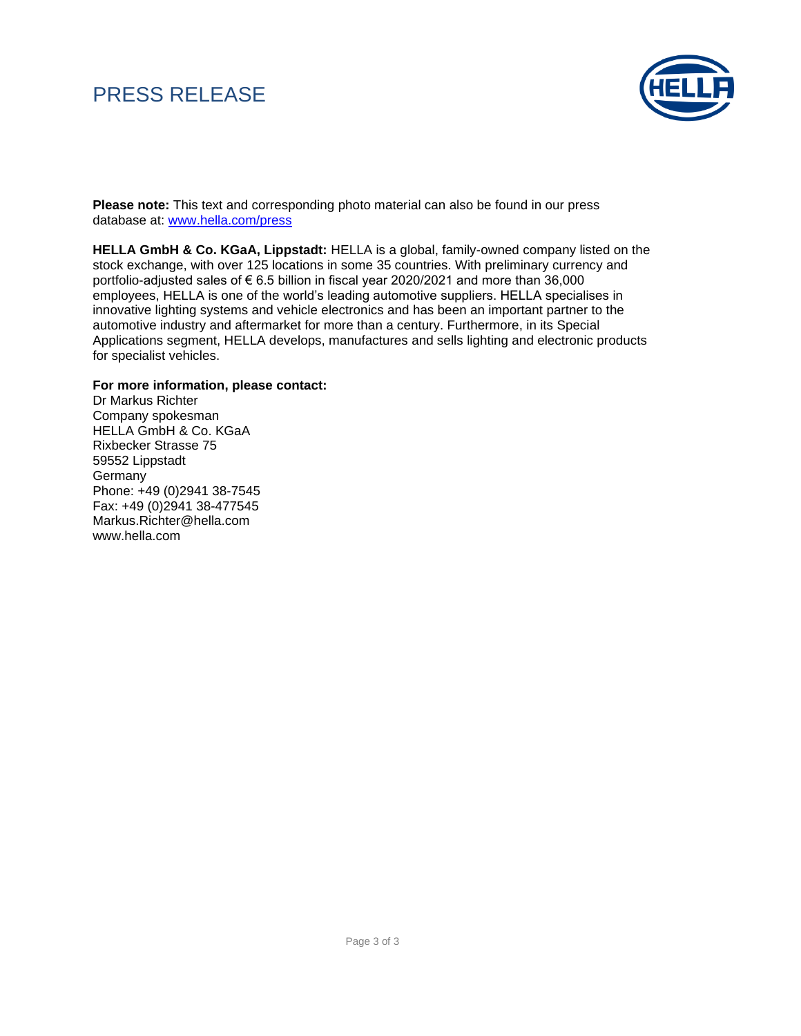**Please note:** This text and corresponding photo material can also be found in our press database at: [www.hella.com/press](www.hella.com/press)

**HELLA GmbH & Co. KGaA, Lippstadt:** HELLA is a global, family-owned company listed on the stock exchange, with over 125 locations in some 35 countries. With preliminary currency and portfolio-adjusted sales of € 6.5 billion in fiscal year 2020/2021 and more than 36,000 employees, HELLA is one of the world's leading automotive suppliers. HELLA specialises in innovative lighting systems and vehicle electronics and has been an important partner to the automotive industry and aftermarket for more than a century. Furthermore, in its Special Applications segment, HELLA develops, manufactures and sells lighting and electronic products for specialist vehicles.

**For more information, please contact:**
Dr Markus Richter
Company spokesman
HELLA GmbH & Co. KGaA
Rixbecker Strasse 75
59552 Lippstadt
Germany
Phone: +49 (0)2941 38-7545
Fax: +49 (0)2941 38-477545
Markus.Richter@hella.com
www.hella.com